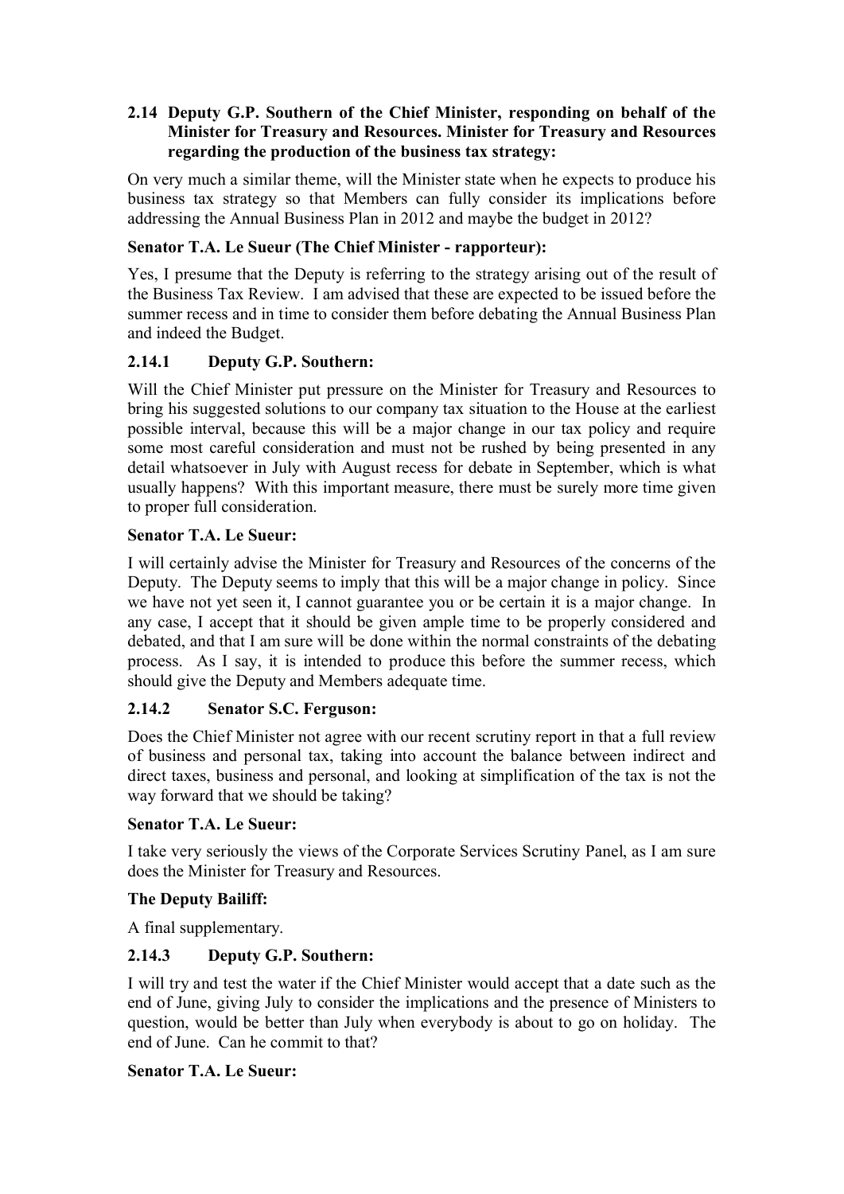### 2.14 Deputy G.P. Southern of the Chief Minister, responding on behalf of the Minister for Treasury and Resources. Minister for Treasury and Resources regarding the production of the business tax strategy:

On very much a similar theme, will the Minister state when he expects to produce his business tax strategy so that Members can fully consider its implications before addressing the Annual Business Plan in 2012 and maybe the budget in 2012?

**Senator T.A. Le Sueur (The Chief Minister - rapporteur):**

Yes, I presume that the Deputy is referring to the strategy arising out of the result of the Business Tax Review. I am advised that these are expected to be issued before the summer recess and in time to consider them before debating the Annual Business Plan and indeed the Budget.

#### 2.14.1 Deputy G.P. Southern:

Will the Chief Minister put pressure on the Minister for Treasury and Resources to bring his suggested solutions to our company tax situation to the House at the earliest possible interval, because this will be a major change in our tax policy and require some most careful consideration and must not be rushed by being presented in any detail whatsoever in July with August recess for debate in September, which is what usually happens? With this important measure, there must be surely more time given to proper full consideration.

**Senator T.A. Le Sueur:**

I will certainly advise the Minister for Treasury and Resources of the concerns of the Deputy. The Deputy seems to imply that this will be a major change in policy. Since we have not yet seen it, I cannot guarantee you or be certain it is a major change. In any case, I accept that it should be given ample time to be properly considered and debated, and that I am sure will be done within the normal constraints of the debating process. As I say, it is intended to produce this before the summer recess, which should give the Deputy and Members adequate time.

#### 2.14.2 Senator S.C. Ferguson:

Does the Chief Minister not agree with our recent scrutiny report in that a full review of business and personal tax, taking into account the balance between indirect and direct taxes, business and personal, and looking at simplification of the tax is not the way forward that we should be taking?

**Senator T.A. Le Sueur:**

I take very seriously the views of the Corporate Services Scrutiny Panel, as I am sure does the Minister for Treasury and Resources.

**The Deputy Bailiff:**

A final supplementary.

#### 2.14.3 Deputy G.P. Southern:

I will try and test the water if the Chief Minister would accept that a date such as the end of June, giving July to consider the implications and the presence of Ministers to question, would be better than July when everybody is about to go on holiday. The end of June. Can he commit to that?

**Senator T.A. Le Sueur:**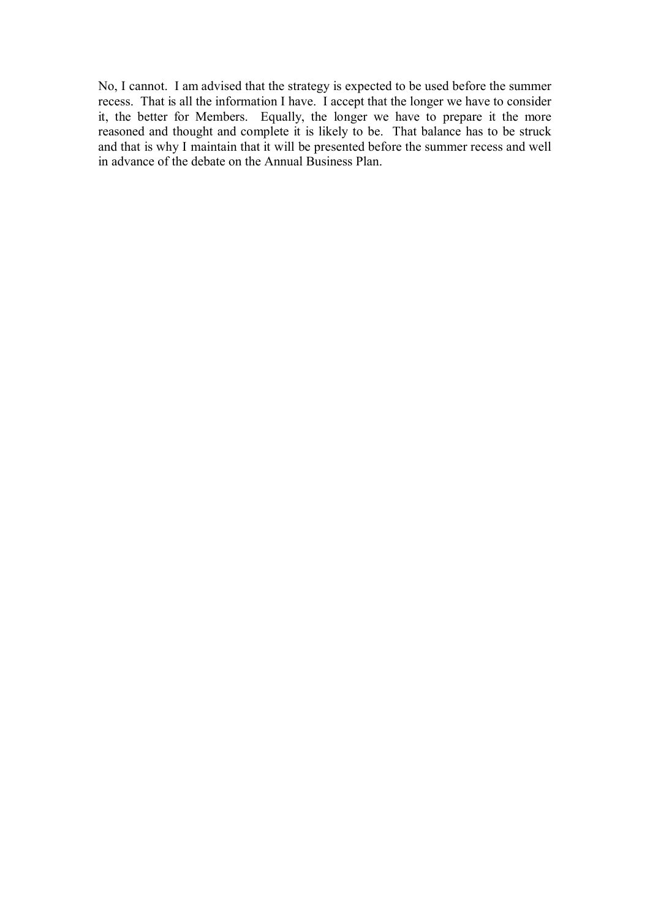No, I cannot. I am advised that the strategy is expected to be used before the summer recess. That is all the information I have. I accept that the longer we have to consider it, the better for Members. Equally, the longer we have to prepare it the more reasoned and thought and complete it is likely to be. That balance has to be struck and that is why I maintain that it will be presented before the summer recess and well in advance of the debate on the Annual Business Plan.